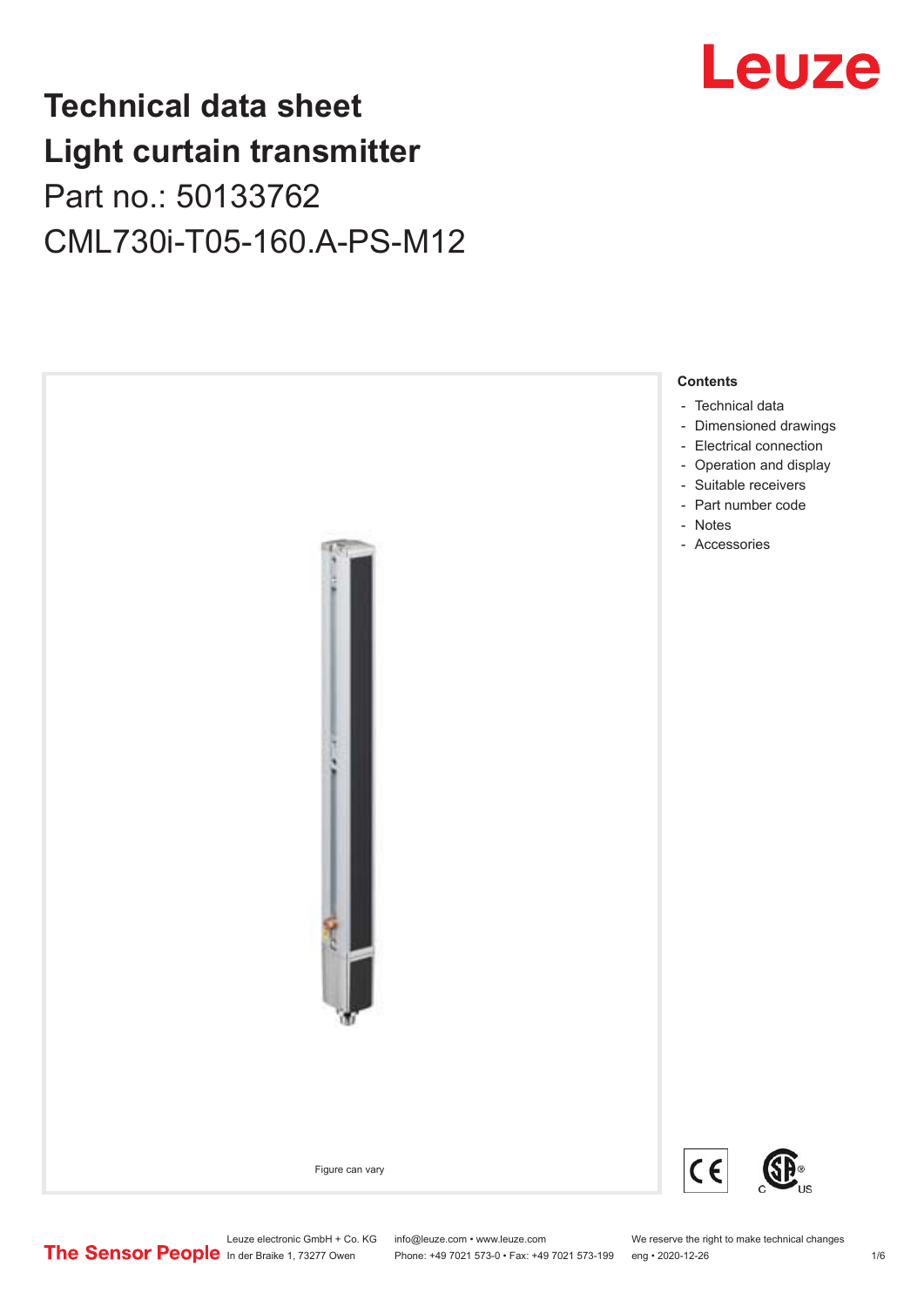# Technical data sheet
# Light curtain transmitter
## Part no.: 50133762
## CML730i-T05-160.A-PS-M12

Figure can vary

**Contents**

- Technical data
- Dimensioned drawings
- Electrical connection
- Operation and display
- Suitable receivers
- Part number code
- Notes
- Accessories

Leuze electronic GmbH + Co. KG
In der Braike 1, 73277 Owen

info@leuze.com • www.leuze.com
Phone: +49 7021 573-0 • Fax: +49 7021 573-199

We reserve the right to make technical changes
eng • 2020-12-26

The Sensor People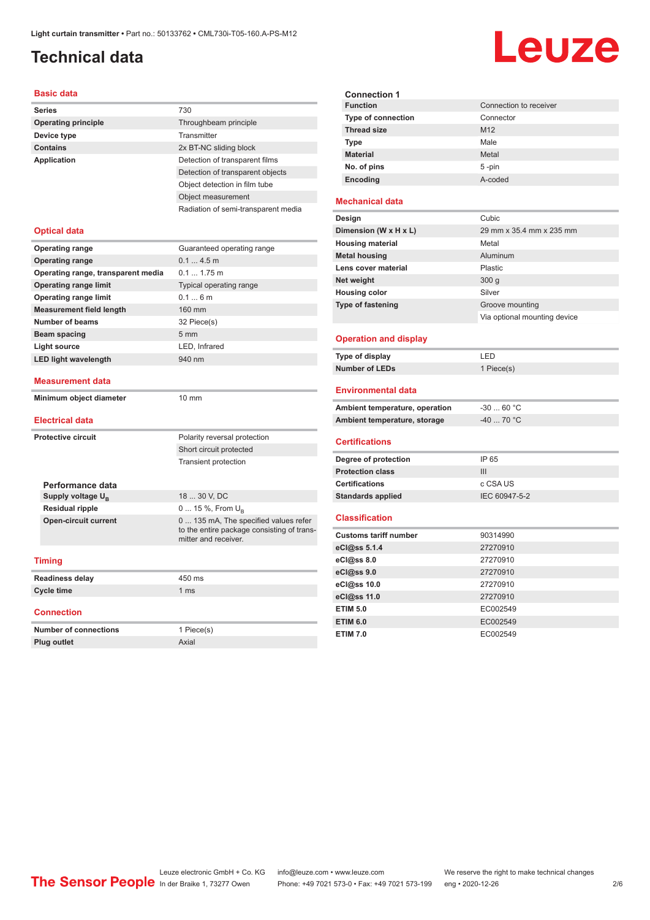# Technical data

## Basic data

| | |
|---|---|
| Series | 730 |
| Operating principle | Throughbeam principle |
| Device type | Transmitter |
| Contains | 2x BT-NC sliding block |
| Application | Detection of transparent films |
| | Detection of transparent objects |
| | Object detection in film tube |
| | Object measurement |
| | Radiation of semi-transparent media |

## Optical data

| | |
|---|---|
| Operating range | Guaranteed operating range |
| Operating range | 0.1 ... 4.5 m |
| Operating range, transparent media | 0.1 ... 1.75 m |
| Operating range limit | Typical operating range |
| Operating range limit | 0.1 ... 6 m |
| Measurement field length | 160 mm |
| Number of beams | 32 Piece(s) |
| Beam spacing | 5 mm |
| Light source | LED, Infrared |
| LED light wavelength | 940 nm |

## Measurement data

| | |
|---|---|
| Minimum object diameter | 10 mm |

## Electrical data

| | |
|---|---|
| Protective circuit | Polarity reversal protection |
| | Short circuit protected |
| | Transient protection |

### Performance data

| | |
|---|---|
| Supply voltage $U_B$ | 18 ... 30 V, DC |
| Residual ripple | 0 ... 15 %, From $U_B$ |
| Open-circuit current | 0 ... 135 mA, The specified values refer to the entire package consisting of transmitter and receiver. |

## Timing

| | |
|---|---|
| Readiness delay | 450 ms |
| Cycle time | 1 ms |

## Connection

| | |
|---|---|
| Number of connections | 1 Piece(s) |
| Plug outlet | Axial |

### Connection 1

| | |
|---|---|
| Function | Connection to receiver |
| Type of connection | Connector |
| Thread size | M12 |
| Type | Male |
| Material | Metal |
| No. of pins | 5 -pin |
| Encoding | A-coded |

## Mechanical data

| | |
|---|---|
| Design | Cubic |
| Dimension (W x H x L) | 29 mm x 35.4 mm x 235 mm |
| Housing material | Metal |
| Metal housing | Aluminum |
| Lens cover material | Plastic |
| Net weight | 300 g |
| Housing color | Silver |
| Type of fastening | Groove mounting |
| | Via optional mounting device |

## Operation and display

| | |
|---|---|
| Type of display | LED |
| Number of LEDs | 1 Piece(s) |

## Environmental data

| | |
|---|---|
| Ambient temperature, operation | -30 ... 60 °C |
| Ambient temperature, storage | -40 ... 70 °C |

## Certifications

| | |
|---|---|
| Degree of protection | IP 65 |
| Protection class | III |
| Certifications | c CSA US |
| Standards applied | IEC 60947-5-2 |

## Classification

| | |
|---|---|
| Customs tariff number | 90314990 |
| eCl@ss 5.1.4 | 27270910 |
| eCl@ss 8.0 | 27270910 |
| eCl@ss 9.0 | 27270910 |
| eCl@ss 10.0 | 27270910 |
| eCl@ss 11.0 | 27270910 |
| ETIM 5.0 | EC002549 |
| ETIM 6.0 | EC002549 |
| ETIM 7.0 | EC002549 |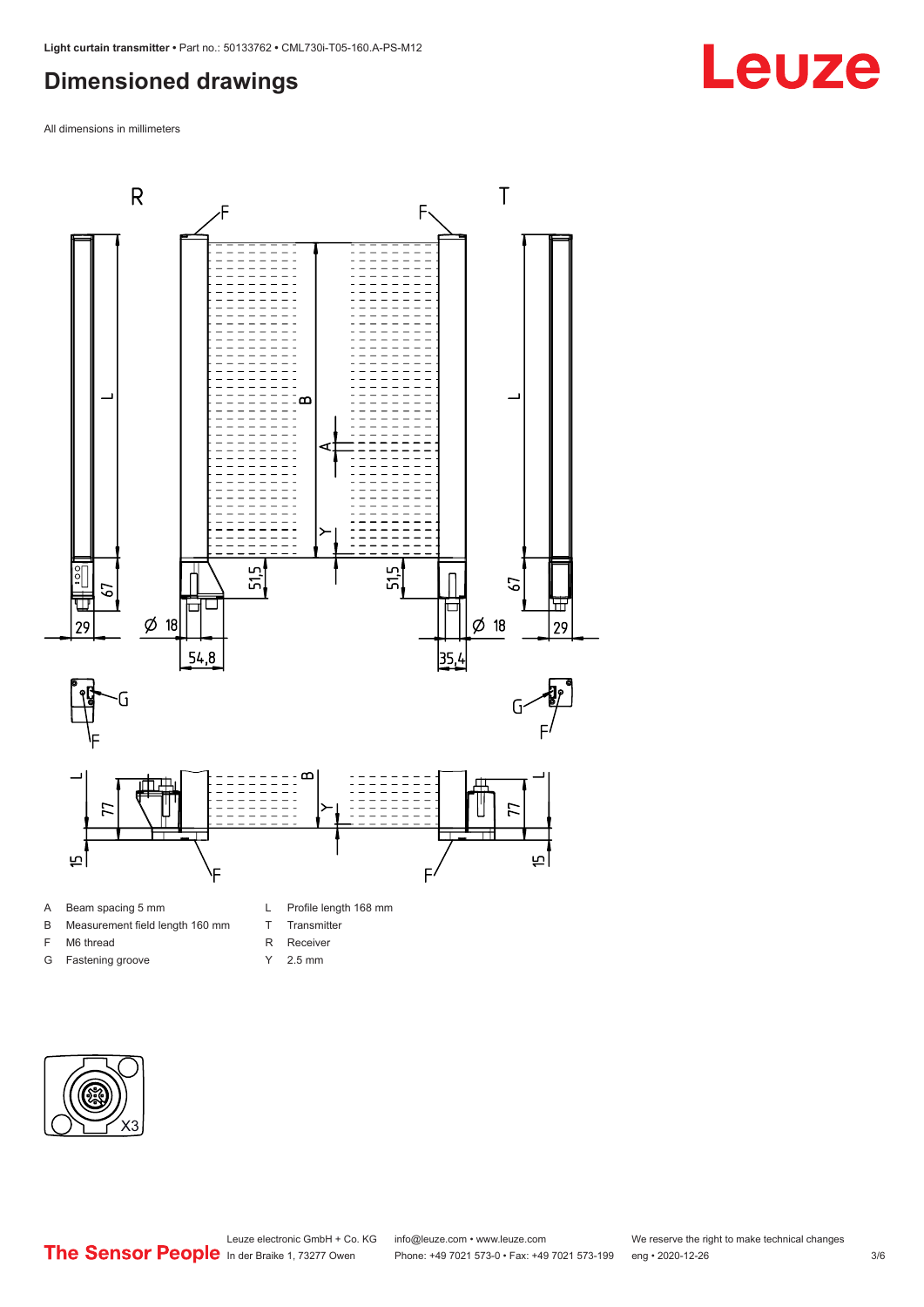# Dimensioned drawings

All dimensions in millimeters

A Beam spacing 5 mm
B Measurement field length 160 mm
F M6 thread
G Fastening groove
L Profile length 168 mm
T Transmitter
R Receiver
Y 2.5 mm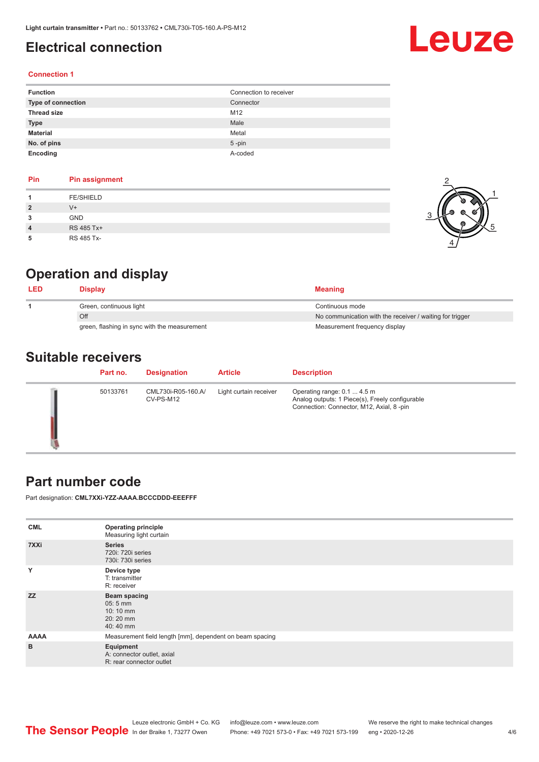# Electrical connection

## Connection 1

| | |
|---|---|
| **Function** | Connection to receiver |
| **Type of connection** | Connector |
| **Thread size** | M12 |
| **Type** | Male |
| **Material** | Metal |
| **No. of pins** | 5 -pin |
| **Encoding** | A-coded |

| Pin | Pin assignment |
|---|---|
| **1** | FE/SHIELD |
| **2** | V+ |
| **3** | GND |
| **4** | RS 485 Tx+ |
| **5** | RS 485 Tx- |

# Operation and display

| LED | Display | Meaning |
|---|---|---|
| **1** | Green, continuous light | Continuous mode |
| | Off | No communication with the receiver / waiting for trigger |
| | green, flashing in sync with the measurement | Measurement frequency display |

# Suitable receivers

| Part no. | Designation | Article | Description |
|---|---|---|---|
| 50133761 | CML730i-R05-160.A/CV-PS-M12 | Light curtain receiver | Operating range: 0.1 ... 4.5 m<br>Analog outputs: 1 Piece(s), Freely configurable<br>Connection: Connector, M12, Axial, 8 -pin |

# Part number code

Part designation: **CML7XXi-YZZ-AAAA.BCCCDDD-EEEFFF**

| | |
|---|---|
| **CML** | **Operating principle**<br>Measuring light curtain |
| **7XXi** | **Series**<br>720i: 720i series<br>730i: 730i series |
| **Y** | **Device type**<br>T: transmitter<br>R: receiver |
| **ZZ** | **Beam spacing**<br>05: 5 mm<br>10: 10 mm<br>20: 20 mm<br>40: 40 mm |
| **AAAA** | Measurement field length [mm], dependent on beam spacing |
| **B** | **Equipment**<br>A: connector outlet, axial<br>R: rear connector outlet |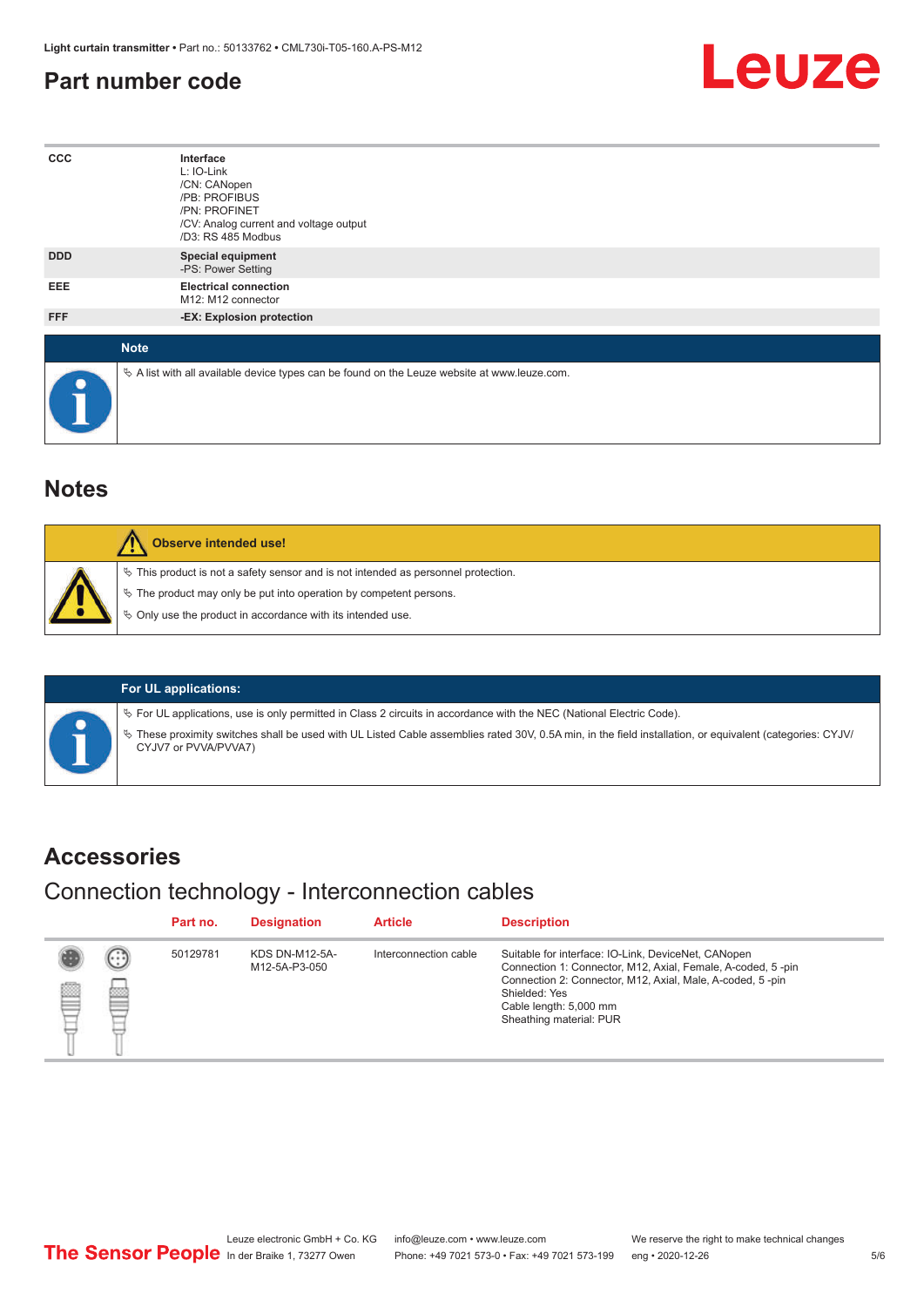## Part number code

| | |
|---|---|
| CCC | **Interface**<br>L: IO-Link<br>/CN: CANopen<br>/PB: PROFIBUS<br>/PN: PROFINET<br>/CV: Analog current and voltage output<br>/D3: RS 485 Modbus |
| DDD | **Special equipment**<br>-PS: Power Setting |
| EEE | **Electrical connection**<br>M12: M12 connector |
| FFF | **-EX: Explosion protection** |

**Note**

- A list with all available device types can be found on the Leuze website at www.leuze.com.

## Notes

**Observe intended use!**

- This product is not a safety sensor and is not intended as personnel protection.
- The product may only be put into operation by competent persons.
- Only use the product in accordance with its intended use.

**For UL applications:**

- For UL applications, use is only permitted in Class 2 circuits in accordance with the NEC (National Electric Code).
- These proximity switches shall be used with UL Listed Cable assemblies rated 30V, 0.5A min, in the field installation, or equivalent (categories: CYJV/CYJV7 or PVVA/PVVA7)

## Accessories

### Connection technology - Interconnection cables

| Part no. | Designation | Article | Description |
|---|---|---|---|
| 50129781 | KDS DN-M12-5A-M12-5A-P3-050 | Interconnection cable | Suitable for interface: IO-Link, DeviceNet, CANopen<br>Connection 1: Connector, M12, Axial, Female, A-coded, 5 -pin<br>Connection 2: Connector, M12, Axial, Male, A-coded, 5 -pin<br>Shielded: Yes<br>Cable length: 5,000 mm<br>Sheathing material: PUR |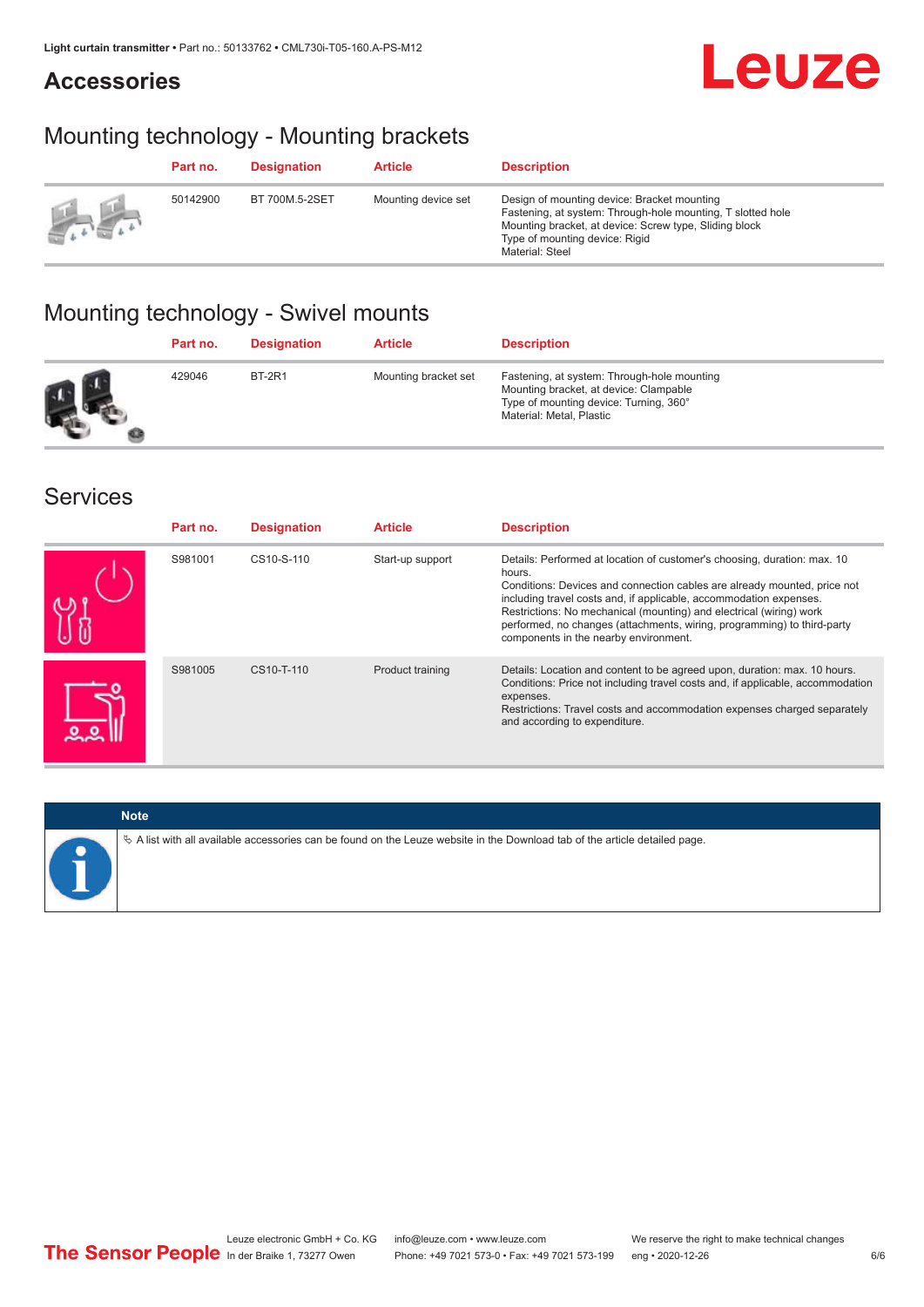# Accessories

## Mounting technology - Mounting brackets

| | Part no. | Designation | Article | Description |
|---|---|---|---|---|
| | 50142900 | BT 700M.5-2SET | Mounting device set | Design of mounting device: Bracket mounting<br>Fastening, at system: Through-hole mounting, T slotted hole<br>Mounting bracket, at device: Screw type, Sliding block<br>Type of mounting device: Rigid<br>Material: Steel |

## Mounting technology - Swivel mounts

| | Part no. | Designation | Article | Description |
|---|---|---|---|---|
| | 429046 | BT-2R1 | Mounting bracket set | Fastening, at system: Through-hole mounting<br>Mounting bracket, at device: Clampable<br>Type of mounting device: Turning, 360°<br>Material: Metal, Plastic |

## Services

| | Part no. | Designation | Article | Description |
|---|---|---|---|---|
| | S981001 | CS10-S-110 | Start-up support | Details: Performed at location of customer's choosing, duration: max. 10 hours.<br>Conditions: Devices and connection cables are already mounted, price not including travel costs and, if applicable, accommodation expenses.<br>Restrictions: No mechanical (mounting) and electrical (wiring) work performed, no changes (attachments, wiring, programming) to third-party components in the nearby environment. |
| | S981005 | CS10-T-110 | Product training | Details: Location and content to be agreed upon, duration: max. 10 hours.<br>Conditions: Price not including travel costs and, if applicable, accommodation expenses.<br>Restrictions: Travel costs and accommodation expenses charged separately and according to expenditure. |

**Note**

A list with all available accessories can be found on the Leuze website in the Download tab of the article detailed page.